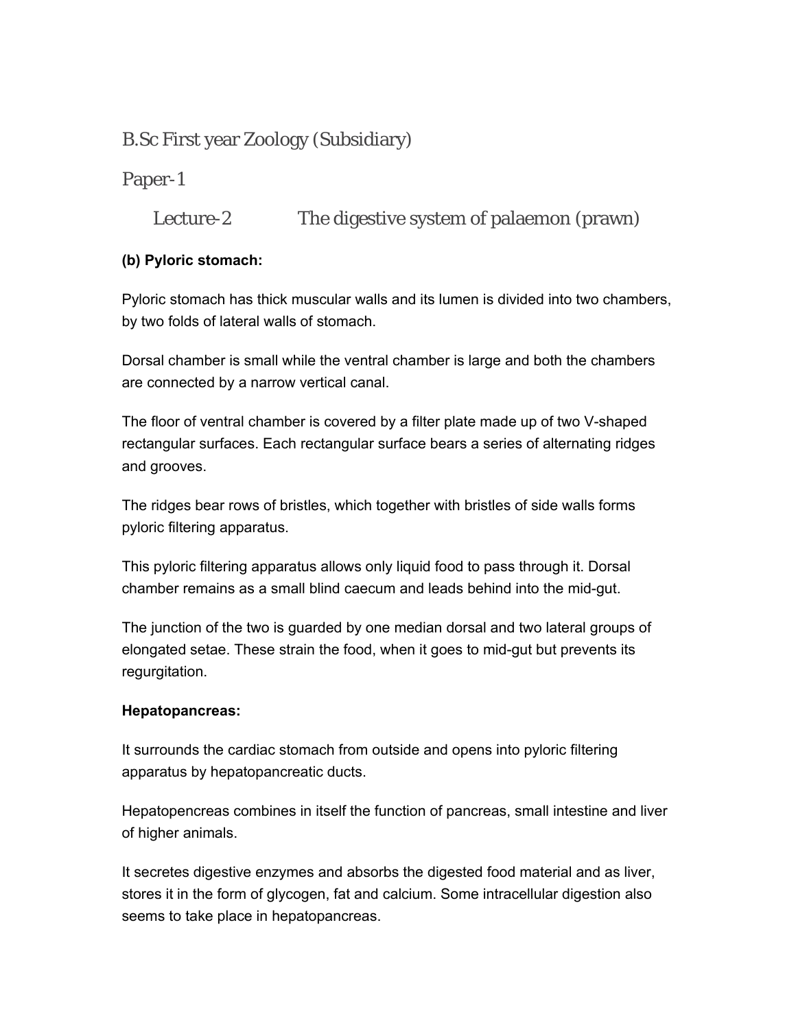# B.Sc First year Zoology (Subsidiary)

## Paper-1

### Lecture-2 The digestive system of palaemon (prawn)

**(b) Pyloric stomach:**

Pyloric stomach has thick muscular walls and its lumen is divided into two chambers, by two folds of lateral walls of stomach.

Dorsal chamber is small while the ventral chamber is large and both the chambers are connected by a narrow vertical canal.

The floor of ventral chamber is covered by a filter plate made up of two V-shaped rectangular surfaces. Each rectangular surface bears a series of alternating ridges and grooves.

The ridges bear rows of bristles, which together with bristles of side walls forms pyloric filtering apparatus.

This pyloric filtering apparatus allows only liquid food to pass through it. Dorsal chamber remains as a small blind caecum and leads behind into the mid-gut.

The junction of the two is guarded by one median dorsal and two lateral groups of elongated setae. These strain the food, when it goes to mid-gut but prevents its regurgitation.

**Hepatopancreas:**

It surrounds the cardiac stomach from outside and opens into pyloric filtering apparatus by hepatopancreatic ducts.

Hepatopencreas combines in itself the function of pancreas, small intestine and liver of higher animals.

It secretes digestive enzymes and absorbs the digested food material and as liver, stores it in the form of glycogen, fat and calcium. Some intracellular digestion also seems to take place in hepatopancreas.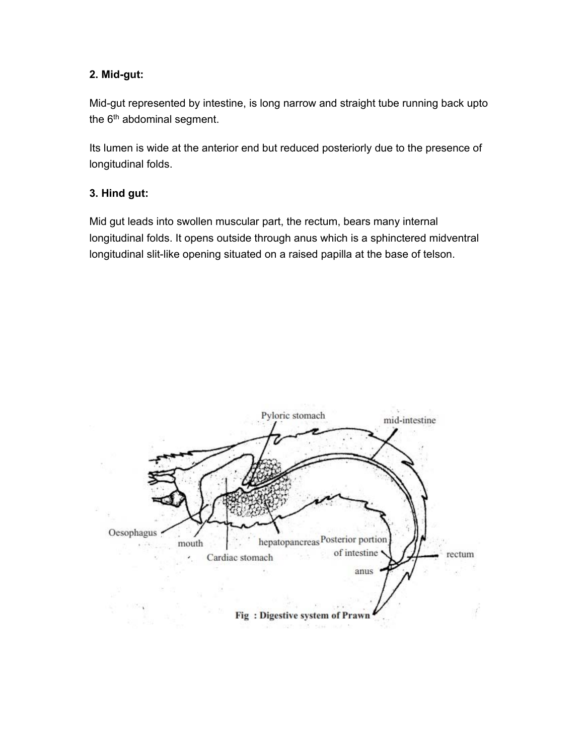**2. Mid-gut:**

Mid-gut represented by intestine, is long narrow and straight tube running back upto the 6th abdominal segment.

Its lumen is wide at the anterior end but reduced posteriorly due to the presence of longitudinal folds.

**3. Hind gut:**

Mid gut leads into swollen muscular part, the rectum, bears many internal longitudinal folds. It opens outside through anus which is a sphinctered midventral longitudinal slit-like opening situated on a raised papilla at the base of telson.

Pyloric stomach

mid-intestine

Oesophagus

mouth

hepatopancreas

Posterior portion of intestine

rectum

Cardiac stomach

anus

**Fig : Digestive system of Prawn**